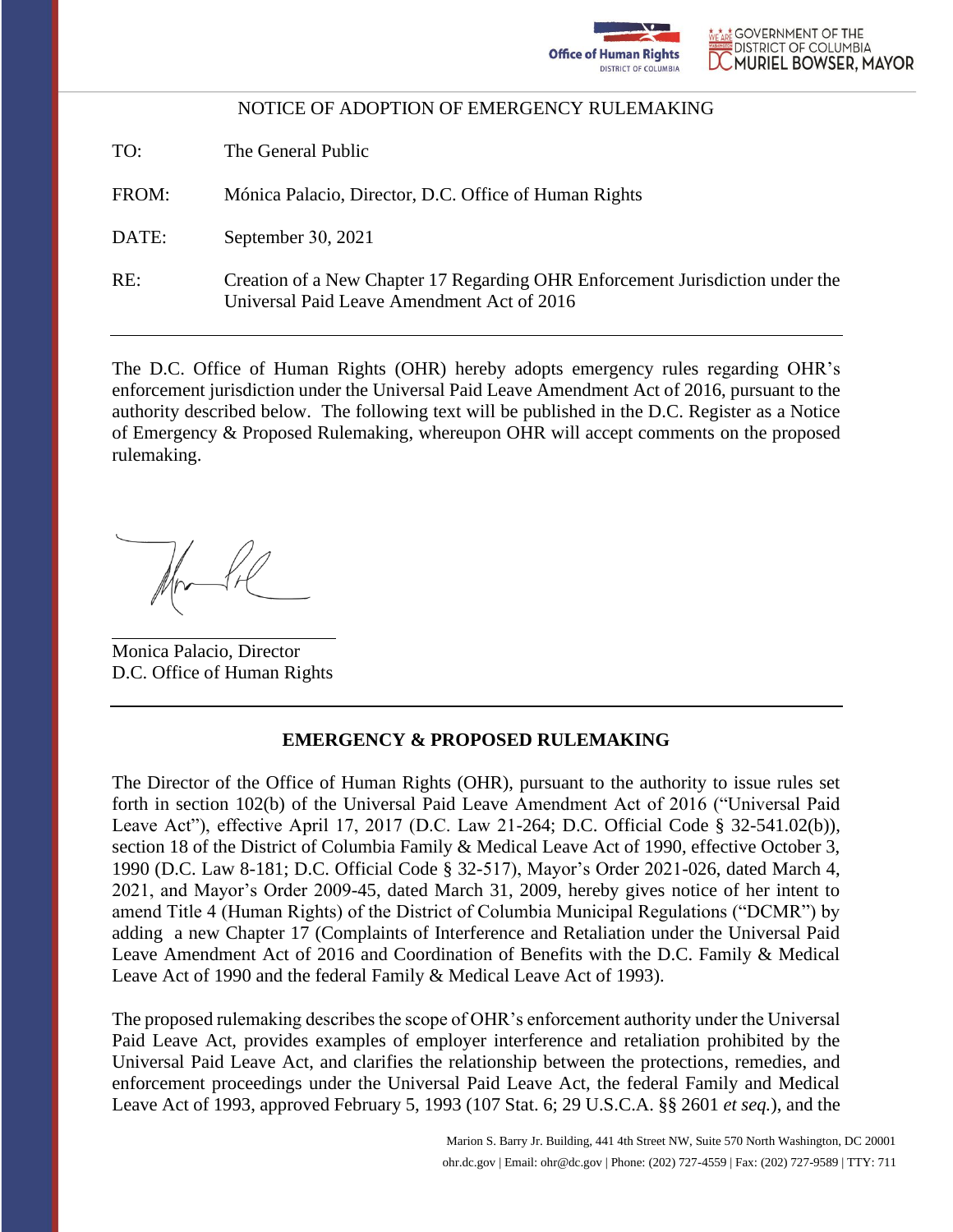Office of Human Rights
DISTRICT OF COLUMBIA

GOVERNMENT OF THE DISTRICT OF COLUMBIA
MURIEL BOWSER, MAYOR

NOTICE OF ADOPTION OF EMERGENCY RULEMAKING

TO: The General Public

FROM: Mónica Palacio, Director, D.C. Office of Human Rights

DATE: September 30, 2021

RE: Creation of a New Chapter 17 Regarding OHR Enforcement Jurisdiction under the Universal Paid Leave Amendment Act of 2016

---

The D.C. Office of Human Rights (OHR) hereby adopts emergency rules regarding OHR's enforcement jurisdiction under the Universal Paid Leave Amendment Act of 2016, pursuant to the authority described below. The following text will be published in the D.C. Register as a Notice of Emergency & Proposed Rulemaking, whereupon OHR will accept comments on the proposed rulemaking.

Monica Palacio, Director
D.C. Office of Human Rights

---

**EMERGENCY & PROPOSED RULEMAKING**

The Director of the Office of Human Rights (OHR), pursuant to the authority to issue rules set forth in section 102(b) of the Universal Paid Leave Amendment Act of 2016 ("Universal Paid Leave Act"), effective April 17, 2017 (D.C. Law 21-264; D.C. Official Code § 32-541.02(b)), section 18 of the District of Columbia Family & Medical Leave Act of 1990, effective October 3, 1990 (D.C. Law 8-181; D.C. Official Code § 32-517), Mayor's Order 2021-026, dated March 4, 2021, and Mayor's Order 2009-45, dated March 31, 2009, hereby gives notice of her intent to amend Title 4 (Human Rights) of the District of Columbia Municipal Regulations ("DCMR") by adding a new Chapter 17 (Complaints of Interference and Retaliation under the Universal Paid Leave Amendment Act of 2016 and Coordination of Benefits with the D.C. Family & Medical Leave Act of 1990 and the federal Family & Medical Leave Act of 1993).

The proposed rulemaking describes the scope of OHR's enforcement authority under the Universal Paid Leave Act, provides examples of employer interference and retaliation prohibited by the Universal Paid Leave Act, and clarifies the relationship between the protections, remedies, and enforcement proceedings under the Universal Paid Leave Act, the federal Family and Medical Leave Act of 1993, approved February 5, 1993 (107 Stat. 6; 29 U.S.C.A. §§ 2601 *et seq.*), and the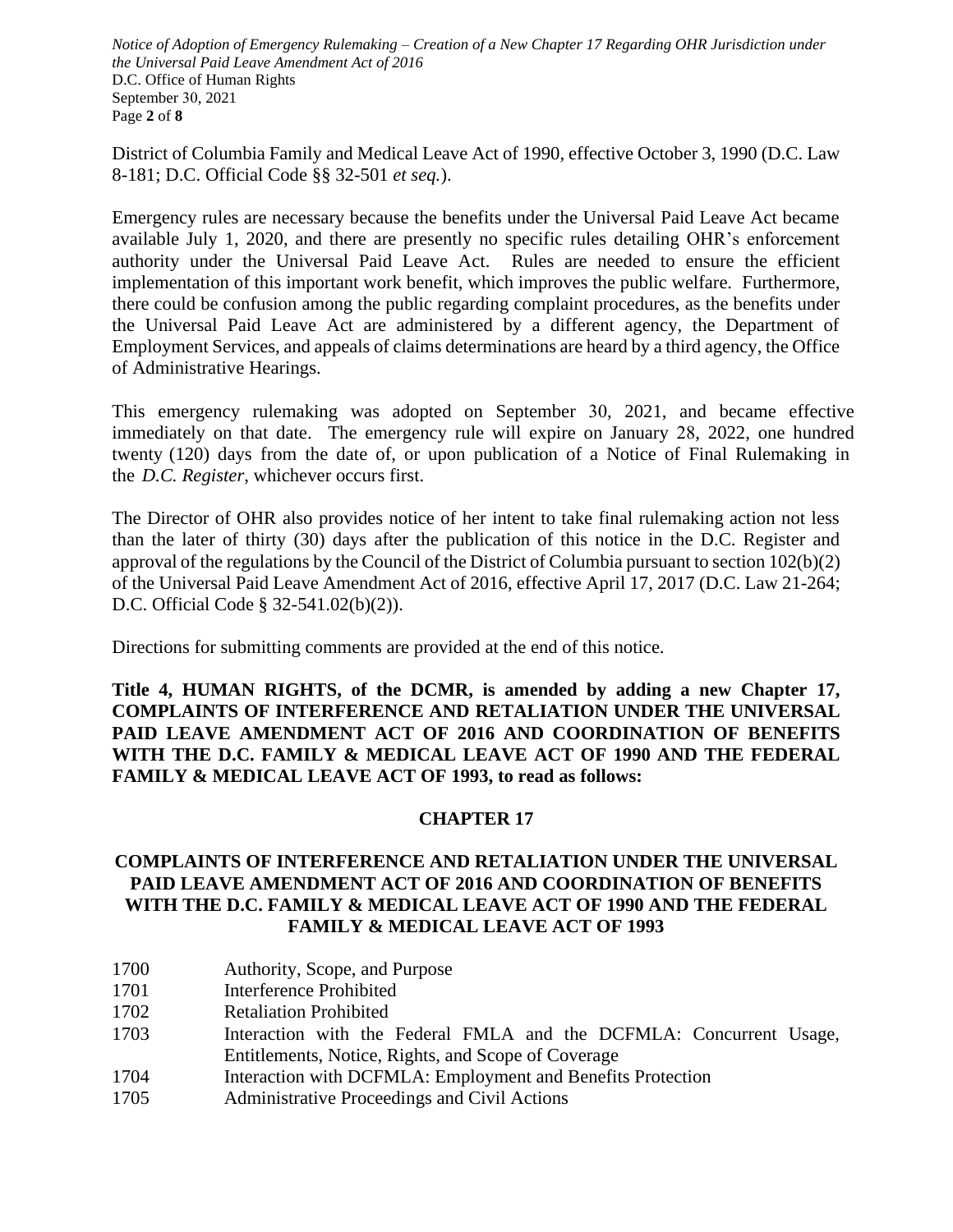District of Columbia Family and Medical Leave Act of 1990, effective October 3, 1990 (D.C. Law 8-181; D.C. Official Code §§ 32-501 *et seq.*).

Emergency rules are necessary because the benefits under the Universal Paid Leave Act became available July 1, 2020, and there are presently no specific rules detailing OHR's enforcement authority under the Universal Paid Leave Act. Rules are needed to ensure the efficient implementation of this important work benefit, which improves the public welfare. Furthermore, there could be confusion among the public regarding complaint procedures, as the benefits under the Universal Paid Leave Act are administered by a different agency, the Department of Employment Services, and appeals of claims determinations are heard by a third agency, the Office of Administrative Hearings.

This emergency rulemaking was adopted on September 30, 2021, and became effective immediately on that date. The emergency rule will expire on January 28, 2022, one hundred twenty (120) days from the date of, or upon publication of a Notice of Final Rulemaking in the *D.C. Register*, whichever occurs first.

The Director of OHR also provides notice of her intent to take final rulemaking action not less than the later of thirty (30) days after the publication of this notice in the D.C. Register and approval of the regulations by the Council of the District of Columbia pursuant to section 102(b)(2) of the Universal Paid Leave Amendment Act of 2016, effective April 17, 2017 (D.C. Law 21-264; D.C. Official Code § 32-541.02(b)(2)).

Directions for submitting comments are provided at the end of this notice.

**Title 4, HUMAN RIGHTS, of the DCMR, is amended by adding a new Chapter 17, COMPLAINTS OF INTERFERENCE AND RETALIATION UNDER THE UNIVERSAL PAID LEAVE AMENDMENT ACT OF 2016 AND COORDINATION OF BENEFITS WITH THE D.C. FAMILY & MEDICAL LEAVE ACT OF 1990 AND THE FEDERAL FAMILY & MEDICAL LEAVE ACT OF 1993, to read as follows:**

## CHAPTER 17

## COMPLAINTS OF INTERFERENCE AND RETALIATION UNDER THE UNIVERSAL PAID LEAVE AMENDMENT ACT OF 2016 AND COORDINATION OF BENEFITS WITH THE D.C. FAMILY & MEDICAL LEAVE ACT OF 1990 AND THE FEDERAL FAMILY & MEDICAL LEAVE ACT OF 1993

1700 Authority, Scope, and Purpose
1701 Interference Prohibited
1702 Retaliation Prohibited
1703 Interaction with the Federal FMLA and the DCFMLA: Concurrent Usage, Entitlements, Notice, Rights, and Scope of Coverage
1704 Interaction with DCFMLA: Employment and Benefits Protection
1705 Administrative Proceedings and Civil Actions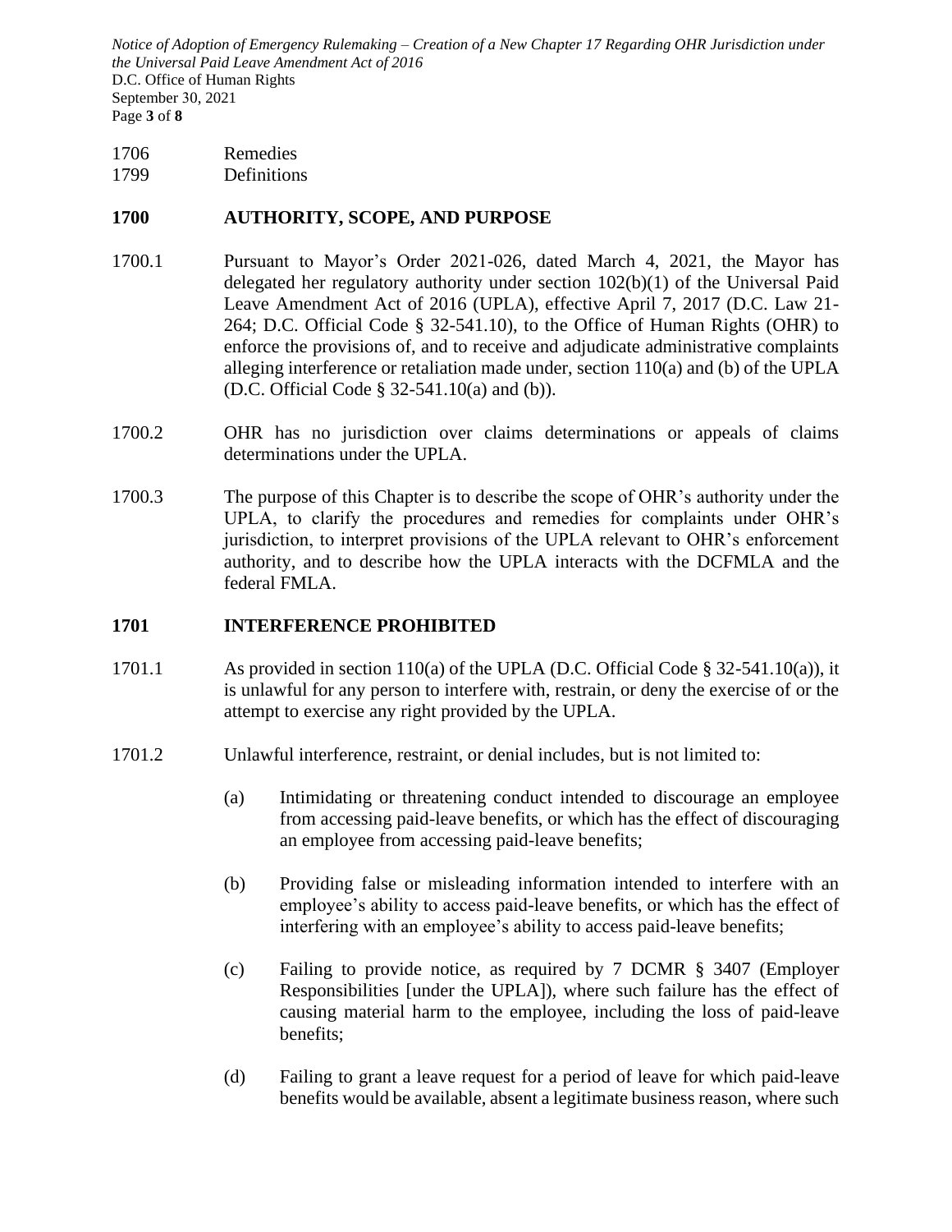1706 Remedies
1799 Definitions

## 1700 AUTHORITY, SCOPE, AND PURPOSE

1700.1 Pursuant to Mayor's Order 2021-026, dated March 4, 2021, the Mayor has delegated her regulatory authority under section 102(b)(1) of the Universal Paid Leave Amendment Act of 2016 (UPLA), effective April 7, 2017 (D.C. Law 21-264; D.C. Official Code § 32-541.10), to the Office of Human Rights (OHR) to enforce the provisions of, and to receive and adjudicate administrative complaints alleging interference or retaliation made under, section 110(a) and (b) of the UPLA (D.C. Official Code § 32-541.10(a) and (b)).

1700.2 OHR has no jurisdiction over claims determinations or appeals of claims determinations under the UPLA.

1700.3 The purpose of this Chapter is to describe the scope of OHR's authority under the UPLA, to clarify the procedures and remedies for complaints under OHR's jurisdiction, to interpret provisions of the UPLA relevant to OHR's enforcement authority, and to describe how the UPLA interacts with the DCFMLA and the federal FMLA.

## 1701 INTERFERENCE PROHIBITED

1701.1 As provided in section 110(a) of the UPLA (D.C. Official Code § 32-541.10(a)), it is unlawful for any person to interfere with, restrain, or deny the exercise of or the attempt to exercise any right provided by the UPLA.

1701.2 Unlawful interference, restraint, or denial includes, but is not limited to:

(a) Intimidating or threatening conduct intended to discourage an employee from accessing paid-leave benefits, or which has the effect of discouraging an employee from accessing paid-leave benefits;

(b) Providing false or misleading information intended to interfere with an employee's ability to access paid-leave benefits, or which has the effect of interfering with an employee's ability to access paid-leave benefits;

(c) Failing to provide notice, as required by 7 DCMR § 3407 (Employer Responsibilities [under the UPLA]), where such failure has the effect of causing material harm to the employee, including the loss of paid-leave benefits;

(d) Failing to grant a leave request for a period of leave for which paid-leave benefits would be available, absent a legitimate business reason, where such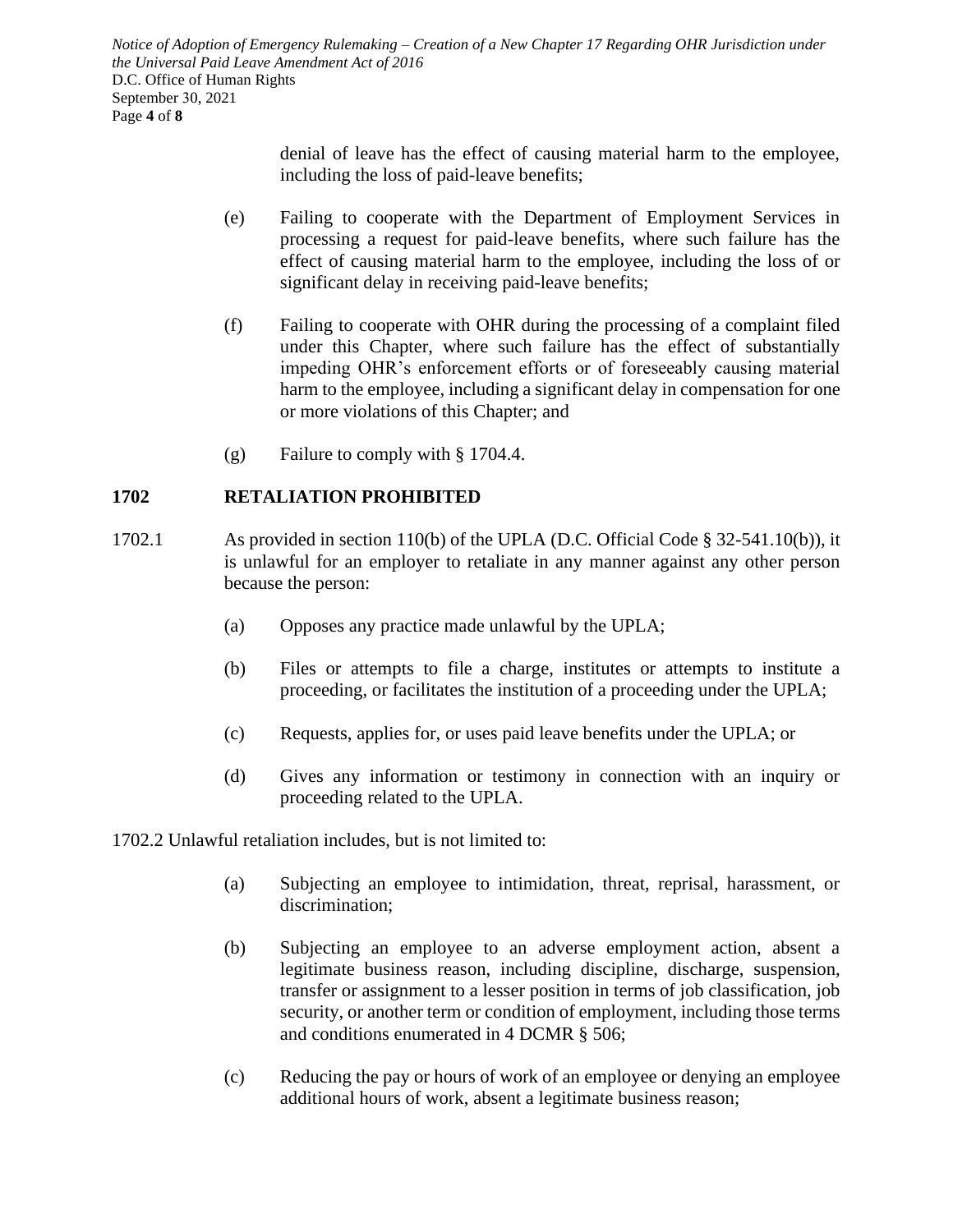denial of leave has the effect of causing material harm to the employee, including the loss of paid-leave benefits;

(e) Failing to cooperate with the Department of Employment Services in processing a request for paid-leave benefits, where such failure has the effect of causing material harm to the employee, including the loss of or significant delay in receiving paid-leave benefits;

(f) Failing to cooperate with OHR during the processing of a complaint filed under this Chapter, where such failure has the effect of substantially impeding OHR's enforcement efforts or of foreseeably causing material harm to the employee, including a significant delay in compensation for one or more violations of this Chapter; and

(g) Failure to comply with § 1704.4.

## 1702 RETALIATION PROHIBITED

1702.1 As provided in section 110(b) of the UPLA (D.C. Official Code § 32-541.10(b)), it is unlawful for an employer to retaliate in any manner against any other person because the person:

(a) Opposes any practice made unlawful by the UPLA;

(b) Files or attempts to file a charge, institutes or attempts to institute a proceeding, or facilitates the institution of a proceeding under the UPLA;

(c) Requests, applies for, or uses paid leave benefits under the UPLA; or

(d) Gives any information or testimony in connection with an inquiry or proceeding related to the UPLA.

1702.2 Unlawful retaliation includes, but is not limited to:

(a) Subjecting an employee to intimidation, threat, reprisal, harassment, or discrimination;

(b) Subjecting an employee to an adverse employment action, absent a legitimate business reason, including discipline, discharge, suspension, transfer or assignment to a lesser position in terms of job classification, job security, or another term or condition of employment, including those terms and conditions enumerated in 4 DCMR § 506;

(c) Reducing the pay or hours of work of an employee or denying an employee additional hours of work, absent a legitimate business reason;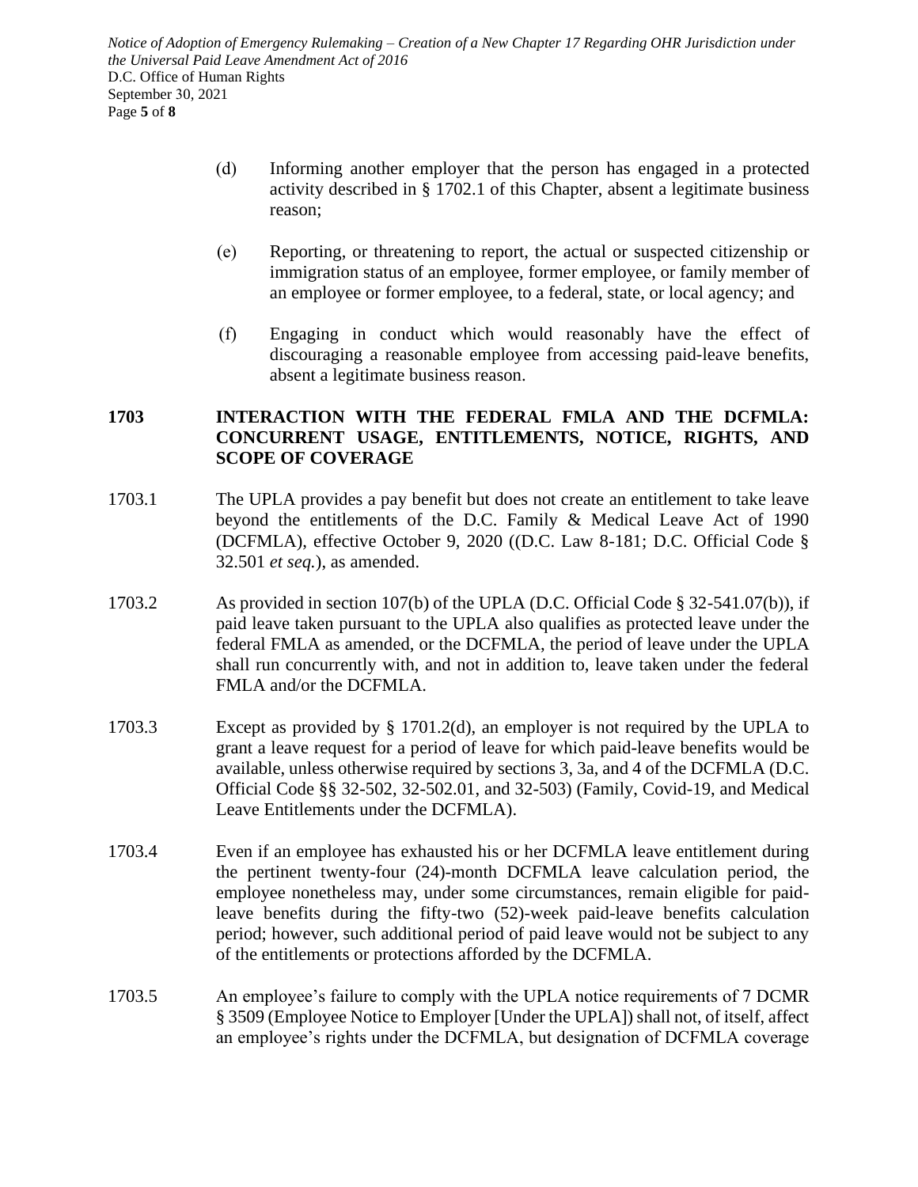(d) Informing another employer that the person has engaged in a protected activity described in § 1702.1 of this Chapter, absent a legitimate business reason;

(e) Reporting, or threatening to report, the actual or suspected citizenship or immigration status of an employee, former employee, or family member of an employee or former employee, to a federal, state, or local agency; and

(f) Engaging in conduct which would reasonably have the effect of discouraging a reasonable employee from accessing paid-leave benefits, absent a legitimate business reason.

**1703 INTERACTION WITH THE FEDERAL FMLA AND THE DCFMLA: CONCURRENT USAGE, ENTITLEMENTS, NOTICE, RIGHTS, AND SCOPE OF COVERAGE**

1703.1 The UPLA provides a pay benefit but does not create an entitlement to take leave beyond the entitlements of the D.C. Family & Medical Leave Act of 1990 (DCFMLA), effective October 9, 2020 ((D.C. Law 8-181; D.C. Official Code § 32.501 *et seq.*), as amended.

1703.2 As provided in section 107(b) of the UPLA (D.C. Official Code § 32-541.07(b)), if paid leave taken pursuant to the UPLA also qualifies as protected leave under the federal FMLA as amended, or the DCFMLA, the period of leave under the UPLA shall run concurrently with, and not in addition to, leave taken under the federal FMLA and/or the DCFMLA.

1703.3 Except as provided by § 1701.2(d), an employer is not required by the UPLA to grant a leave request for a period of leave for which paid-leave benefits would be available, unless otherwise required by sections 3, 3a, and 4 of the DCFMLA (D.C. Official Code §§ 32-502, 32-502.01, and 32-503) (Family, Covid-19, and Medical Leave Entitlements under the DCFMLA).

1703.4 Even if an employee has exhausted his or her DCFMLA leave entitlement during the pertinent twenty-four (24)-month DCFMLA leave calculation period, the employee nonetheless may, under some circumstances, remain eligible for paid-leave benefits during the fifty-two (52)-week paid-leave benefits calculation period; however, such additional period of paid leave would not be subject to any of the entitlements or protections afforded by the DCFMLA.

1703.5 An employee's failure to comply with the UPLA notice requirements of 7 DCMR § 3509 (Employee Notice to Employer [Under the UPLA]) shall not, of itself, affect an employee's rights under the DCFMLA, but designation of DCFMLA coverage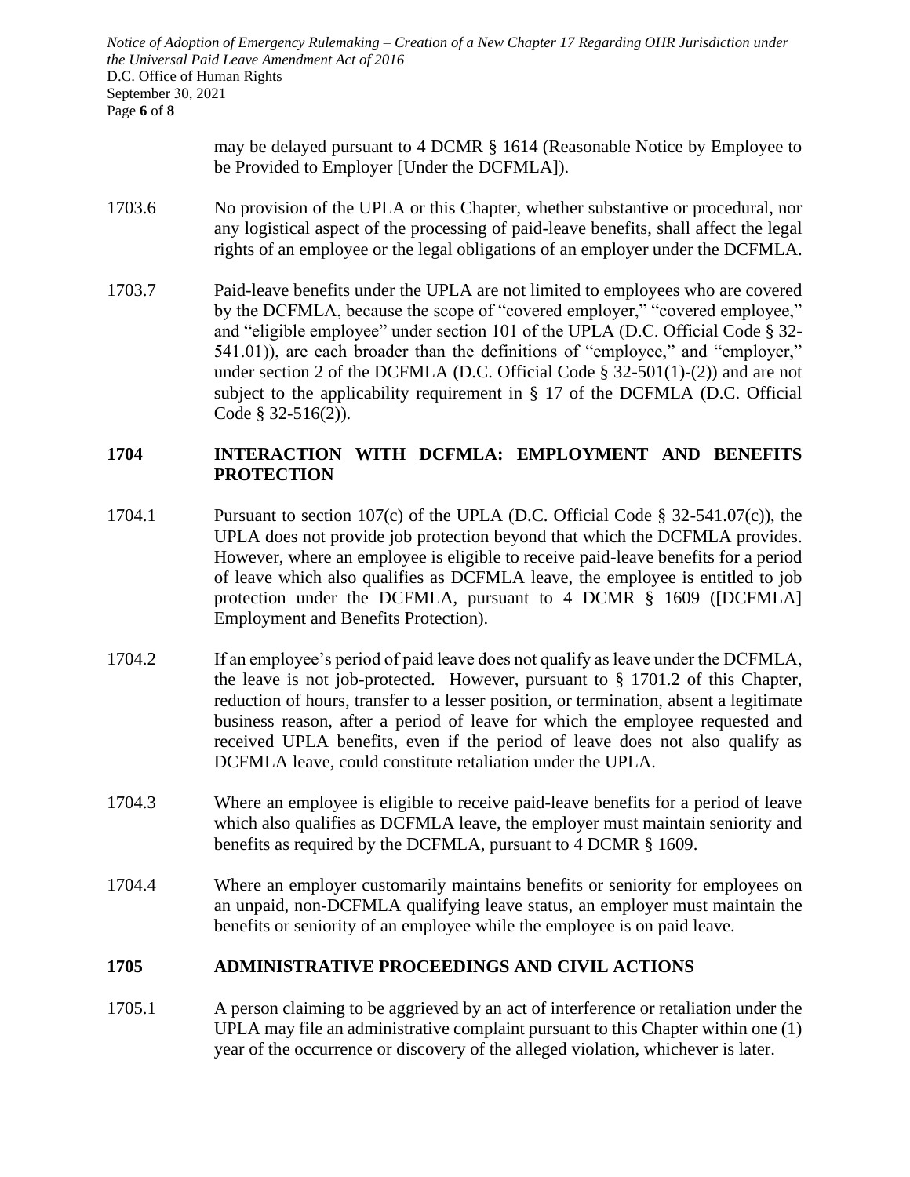may be delayed pursuant to 4 DCMR § 1614 (Reasonable Notice by Employee to be Provided to Employer [Under the DCFMLA]).

1703.6 No provision of the UPLA or this Chapter, whether substantive or procedural, nor any logistical aspect of the processing of paid-leave benefits, shall affect the legal rights of an employee or the legal obligations of an employer under the DCFMLA.

1703.7 Paid-leave benefits under the UPLA are not limited to employees who are covered by the DCFMLA, because the scope of "covered employer," "covered employee," and "eligible employee" under section 101 of the UPLA (D.C. Official Code § 32-541.01)), are each broader than the definitions of "employee," and "employer," under section 2 of the DCFMLA (D.C. Official Code § 32-501(1)-(2)) and are not subject to the applicability requirement in § 17 of the DCFMLA (D.C. Official Code § 32-516(2)).

## 1704 INTERACTION WITH DCFMLA: EMPLOYMENT AND BENEFITS PROTECTION

1704.1 Pursuant to section 107(c) of the UPLA (D.C. Official Code § 32-541.07(c)), the UPLA does not provide job protection beyond that which the DCFMLA provides. However, where an employee is eligible to receive paid-leave benefits for a period of leave which also qualifies as DCFMLA leave, the employee is entitled to job protection under the DCFMLA, pursuant to 4 DCMR § 1609 ([DCFMLA] Employment and Benefits Protection).

1704.2 If an employee's period of paid leave does not qualify as leave under the DCFMLA, the leave is not job-protected. However, pursuant to § 1701.2 of this Chapter, reduction of hours, transfer to a lesser position, or termination, absent a legitimate business reason, after a period of leave for which the employee requested and received UPLA benefits, even if the period of leave does not also qualify as DCFMLA leave, could constitute retaliation under the UPLA.

1704.3 Where an employee is eligible to receive paid-leave benefits for a period of leave which also qualifies as DCFMLA leave, the employer must maintain seniority and benefits as required by the DCFMLA, pursuant to 4 DCMR § 1609.

1704.4 Where an employer customarily maintains benefits or seniority for employees on an unpaid, non-DCFMLA qualifying leave status, an employer must maintain the benefits or seniority of an employee while the employee is on paid leave.

## 1705 ADMINISTRATIVE PROCEEDINGS AND CIVIL ACTIONS

1705.1 A person claiming to be aggrieved by an act of interference or retaliation under the UPLA may file an administrative complaint pursuant to this Chapter within one (1) year of the occurrence or discovery of the alleged violation, whichever is later.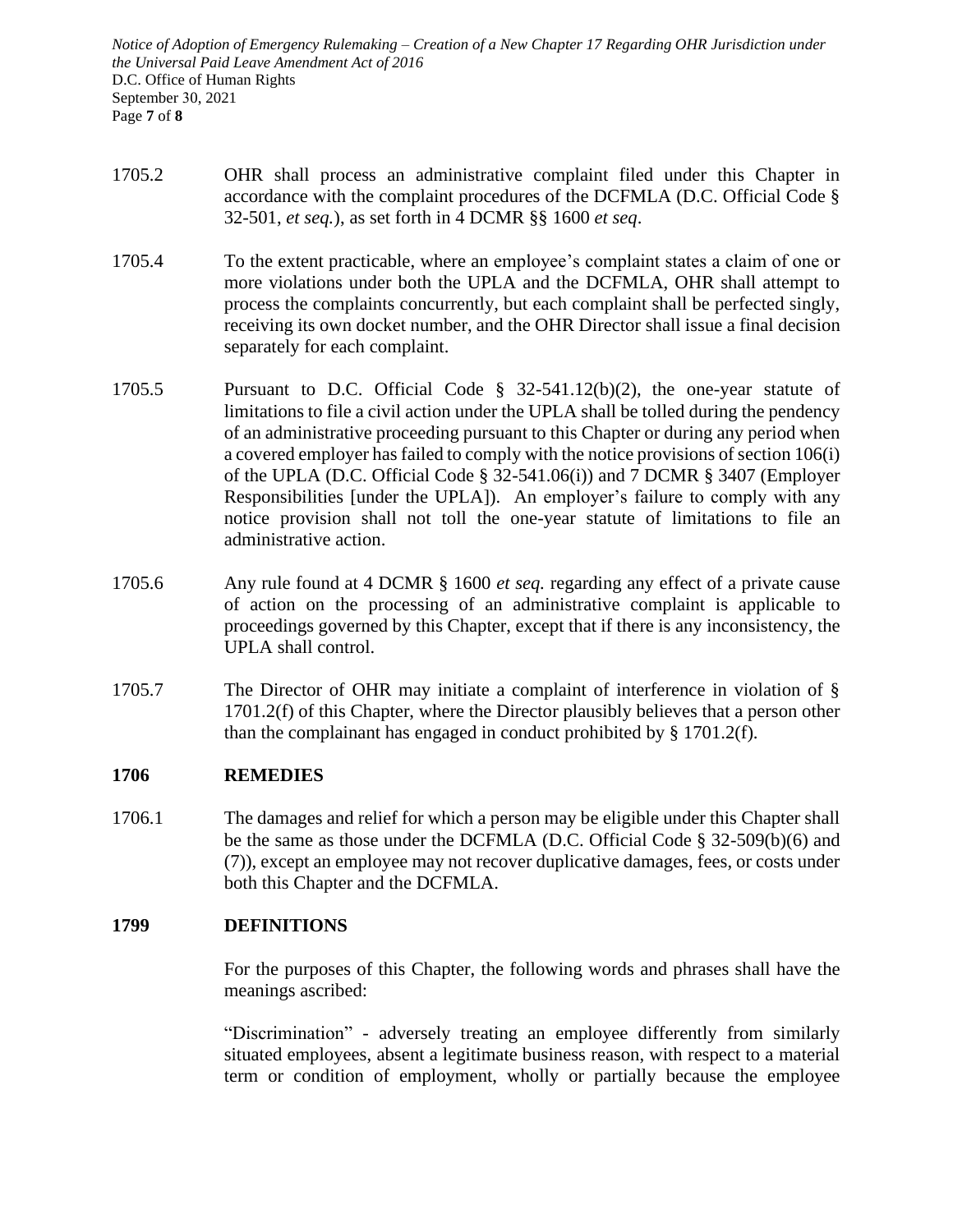1705.2 OHR shall process an administrative complaint filed under this Chapter in accordance with the complaint procedures of the DCFMLA (D.C. Official Code § 32-501, *et seq.*), as set forth in 4 DCMR §§ 1600 *et seq*.

1705.4 To the extent practicable, where an employee's complaint states a claim of one or more violations under both the UPLA and the DCFMLA, OHR shall attempt to process the complaints concurrently, but each complaint shall be perfected singly, receiving its own docket number, and the OHR Director shall issue a final decision separately for each complaint.

1705.5 Pursuant to D.C. Official Code § 32-541.12(b)(2), the one-year statute of limitations to file a civil action under the UPLA shall be tolled during the pendency of an administrative proceeding pursuant to this Chapter or during any period when a covered employer has failed to comply with the notice provisions of section 106(i) of the UPLA (D.C. Official Code § 32-541.06(i)) and 7 DCMR § 3407 (Employer Responsibilities [under the UPLA]). An employer's failure to comply with any notice provision shall not toll the one-year statute of limitations to file an administrative action.

1705.6 Any rule found at 4 DCMR § 1600 *et seq.* regarding any effect of a private cause of action on the processing of an administrative complaint is applicable to proceedings governed by this Chapter, except that if there is any inconsistency, the UPLA shall control.

1705.7 The Director of OHR may initiate a complaint of interference in violation of § 1701.2(f) of this Chapter, where the Director plausibly believes that a person other than the complainant has engaged in conduct prohibited by § 1701.2(f).

## 1706 REMEDIES

1706.1 The damages and relief for which a person may be eligible under this Chapter shall be the same as those under the DCFMLA (D.C. Official Code § 32-509(b)(6) and (7)), except an employee may not recover duplicative damages, fees, or costs under both this Chapter and the DCFMLA.

## 1799 DEFINITIONS

For the purposes of this Chapter, the following words and phrases shall have the meanings ascribed:

"Discrimination" - adversely treating an employee differently from similarly situated employees, absent a legitimate business reason, with respect to a material term or condition of employment, wholly or partially because the employee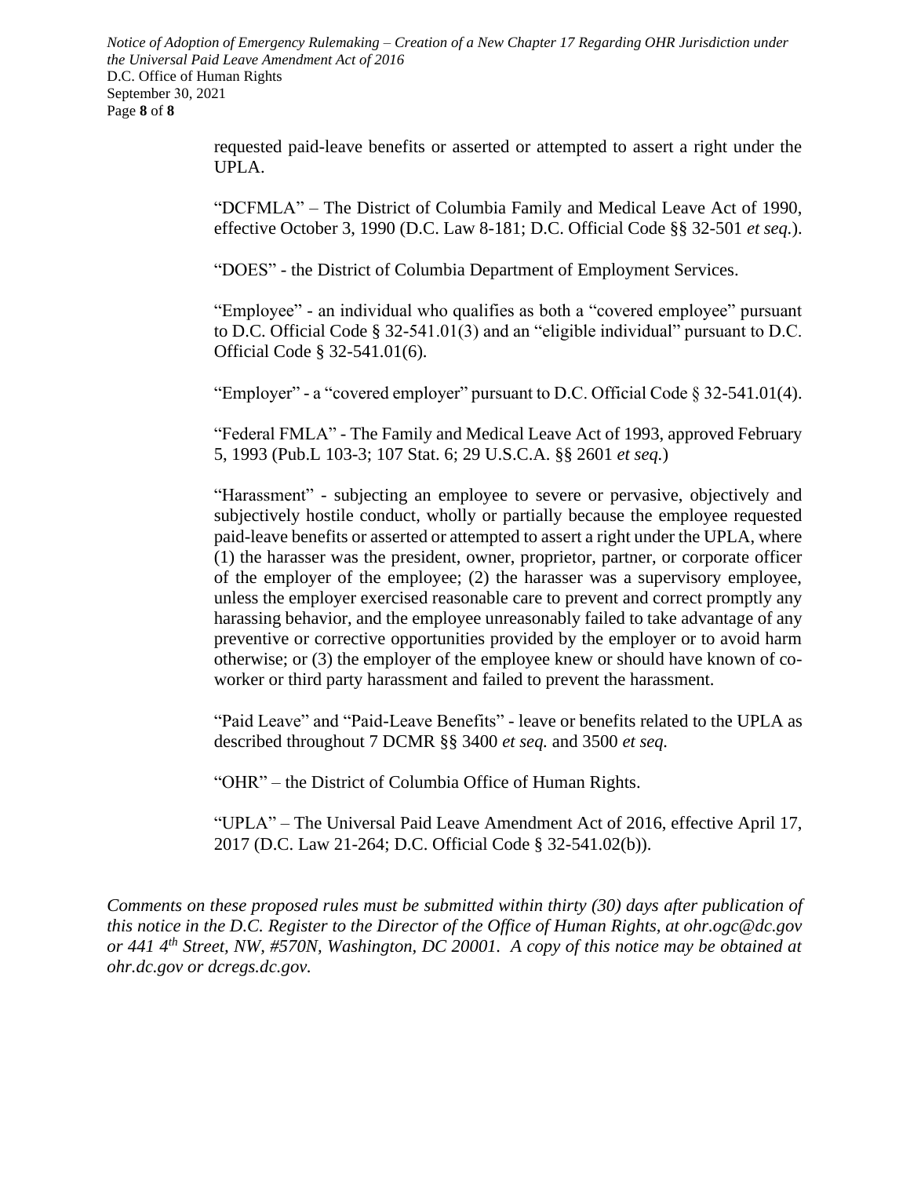requested paid-leave benefits or asserted or attempted to assert a right under the UPLA.

"DCFMLA" – The District of Columbia Family and Medical Leave Act of 1990, effective October 3, 1990 (D.C. Law 8-181; D.C. Official Code §§ 32-501 *et seq.*).

"DOES" - the District of Columbia Department of Employment Services.

"Employee" - an individual who qualifies as both a "covered employee" pursuant to D.C. Official Code § 32-541.01(3) and an "eligible individual" pursuant to D.C. Official Code § 32-541.01(6).

"Employer" - a "covered employer" pursuant to D.C. Official Code § 32-541.01(4).

"Federal FMLA" - The Family and Medical Leave Act of 1993, approved February 5, 1993 (Pub.L 103-3; 107 Stat. 6; 29 U.S.C.A. §§ 2601 *et seq.*)

"Harassment" - subjecting an employee to severe or pervasive, objectively and subjectively hostile conduct, wholly or partially because the employee requested paid-leave benefits or asserted or attempted to assert a right under the UPLA, where (1) the harasser was the president, owner, proprietor, partner, or corporate officer of the employer of the employee; (2) the harasser was a supervisory employee, unless the employer exercised reasonable care to prevent and correct promptly any harassing behavior, and the employee unreasonably failed to take advantage of any preventive or corrective opportunities provided by the employer or to avoid harm otherwise; or (3) the employer of the employee knew or should have known of co-worker or third party harassment and failed to prevent the harassment.

"Paid Leave" and "Paid-Leave Benefits" - leave or benefits related to the UPLA as described throughout 7 DCMR §§ 3400 *et seq.* and 3500 *et seq.*

"OHR" – the District of Columbia Office of Human Rights.

"UPLA" – The Universal Paid Leave Amendment Act of 2016, effective April 17, 2017 (D.C. Law 21-264; D.C. Official Code § 32-541.02(b)).

*Comments on these proposed rules must be submitted within thirty (30) days after publication of this notice in the D.C. Register to the Director of the Office of Human Rights, at ohr.ogc@dc.gov or 441 4th Street, NW, #570N, Washington, DC 20001. A copy of this notice may be obtained at ohr.dc.gov or dcregs.dc.gov.*